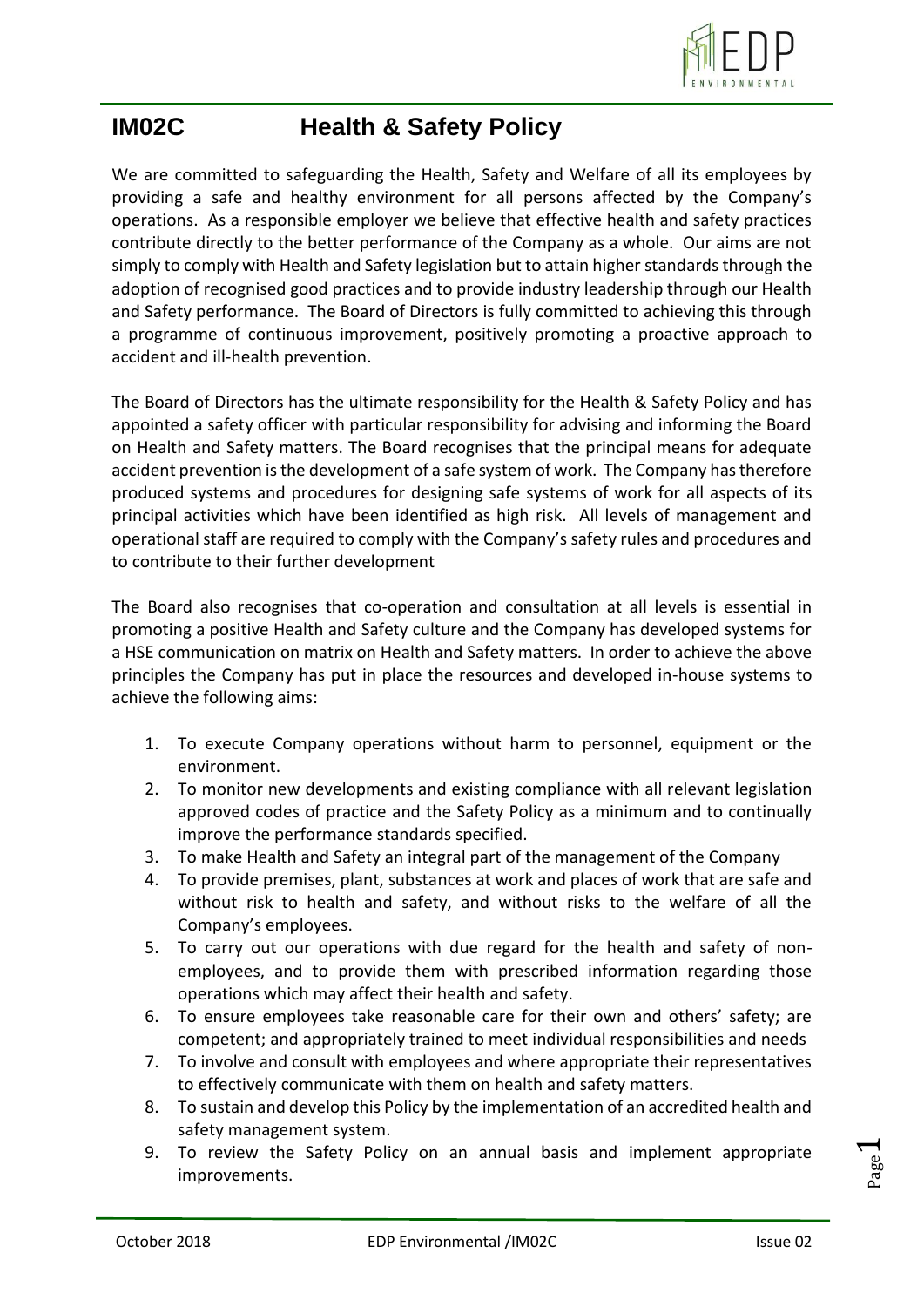# IM02C Health & Safety Policy

We are committed to safeguarding the Health, Safety and Welfare of all its employees by providing a safe and healthy environment for all persons affected by the Company's operations. As a responsible employer we believe that effective health and safety practices contribute directly to the better performance of the Company as a whole. Our aims are not simply to comply with Health and Safety legislation but to attain higher standards through the adoption of recognised good practices and to provide industry leadership through our Health and Safety performance. The Board of Directors is fully committed to achieving this through a programme of continuous improvement, positively promoting a proactive approach to accident and ill-health prevention.

The Board of Directors has the ultimate responsibility for the Health & Safety Policy and has appointed a safety officer with particular responsibility for advising and informing the Board on Health and Safety matters. The Board recognises that the principal means for adequate accident prevention is the development of a safe system of work. The Company has therefore produced systems and procedures for designing safe systems of work for all aspects of its principal activities which have been identified as high risk. All levels of management and operational staff are required to comply with the Company's safety rules and procedures and to contribute to their further development

The Board also recognises that co-operation and consultation at all levels is essential in promoting a positive Health and Safety culture and the Company has developed systems for a HSE communication on matrix on Health and Safety matters. In order to achieve the above principles the Company has put in place the resources and developed in-house systems to achieve the following aims:

1. To execute Company operations without harm to personnel, equipment or the environment.
2. To monitor new developments and existing compliance with all relevant legislation approved codes of practice and the Safety Policy as a minimum and to continually improve the performance standards specified.
3. To make Health and Safety an integral part of the management of the Company
4. To provide premises, plant, substances at work and places of work that are safe and without risk to health and safety, and without risks to the welfare of all the Company's employees.
5. To carry out our operations with due regard for the health and safety of non-employees, and to provide them with prescribed information regarding those operations which may affect their health and safety.
6. To ensure employees take reasonable care for their own and others' safety; are competent; and appropriately trained to meet individual responsibilities and needs
7. To involve and consult with employees and where appropriate their representatives to effectively communicate with them on health and safety matters.
8. To sustain and develop this Policy by the implementation of an accredited health and safety management system.
9. To review the Safety Policy on an annual basis and implement appropriate improvements.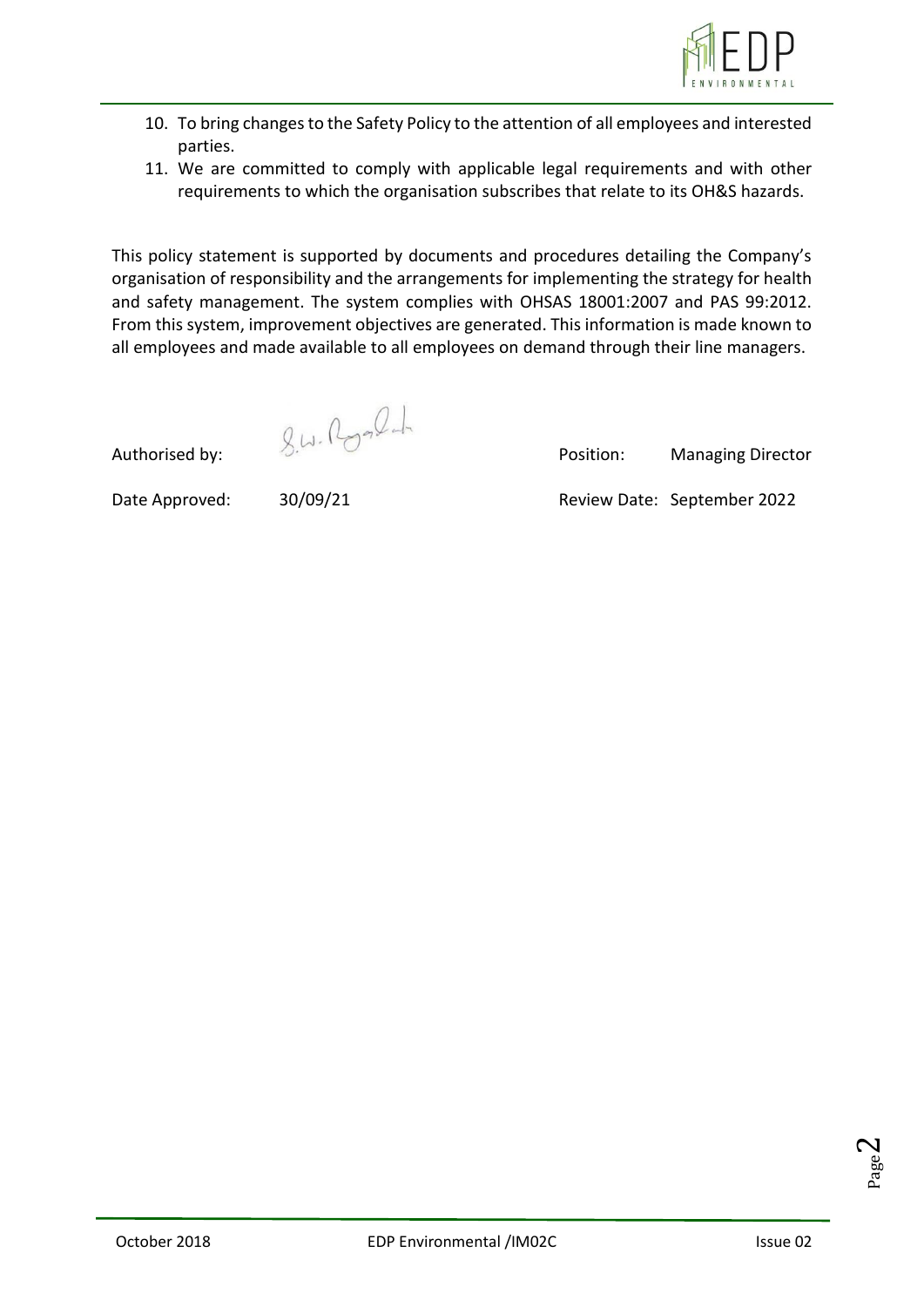10. To bring changes to the Safety Policy to the attention of all employees and interested parties.
11. We are committed to comply with applicable legal requirements and with other requirements to which the organisation subscribes that relate to its OH&S hazards.

This policy statement is supported by documents and procedures detailing the Company's organisation of responsibility and the arrangements for implementing the strategy for health and safety management. The system complies with OHSAS 18001:2007 and PAS 99:2012. From this system, improvement objectives are generated. This information is made known to all employees and made available to all employees on demand through their line managers.

| | | | |
|---|---|---|---|
| Authorised by: | | Position: | Managing Director |
| Date Approved: | 30/09/21 | Review Date: | September 2022 |